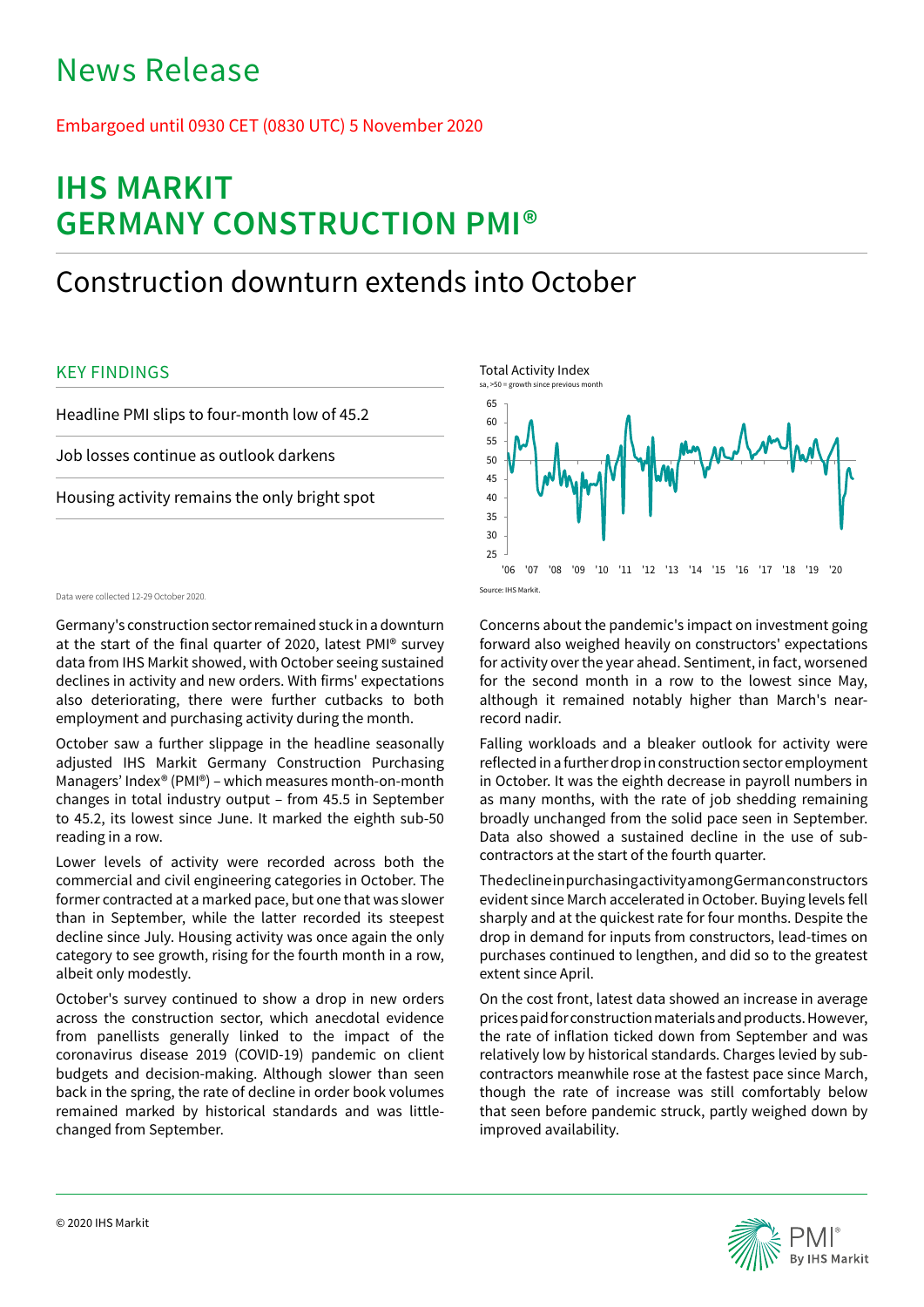# News Release

Embargoed until 0930 CET (0830 UTC) 5 November 2020

# IHS MARKIT GERMANY CONSTRUCTION PMI®

## Construction downturn extends into October

### KEY FINDINGS

Headline PMI slips to four-month low of 45.2

Job losses continue as outlook darkens

Housing activity remains the only bright spot

Total Activity Index
sa, >50 = growth since previous month

Source: IHS Markit.

Data were collected 12-29 October 2020.

Germany's construction sector remained stuck in a downturn at the start of the final quarter of 2020, latest PMI® survey data from IHS Markit showed, with October seeing sustained declines in activity and new orders. With firms' expectations also deteriorating, there were further cutbacks to both employment and purchasing activity during the month.

October saw a further slippage in the headline seasonally adjusted IHS Markit Germany Construction Purchasing Managers' Index® (PMI®) – which measures month-on-month changes in total industry output – from 45.5 in September to 45.2, its lowest since June. It marked the eighth sub-50 reading in a row.

Lower levels of activity were recorded across both the commercial and civil engineering categories in October. The former contracted at a marked pace, but one that was slower than in September, while the latter recorded its steepest decline since July. Housing activity was once again the only category to see growth, rising for the fourth month in a row, albeit only modestly.

October's survey continued to show a drop in new orders across the construction sector, which anecdotal evidence from panellists generally linked to the impact of the coronavirus disease 2019 (COVID-19) pandemic on client budgets and decision-making. Although slower than seen back in the spring, the rate of decline in order book volumes remained marked by historical standards and was little-changed from September.

Concerns about the pandemic's impact on investment going forward also weighed heavily on constructors' expectations for activity over the year ahead. Sentiment, in fact, worsened for the second month in a row to the lowest since May, although it remained notably higher than March's near-record nadir.

Falling workloads and a bleaker outlook for activity were reflected in a further drop in construction sector employment in October. It was the eighth decrease in payroll numbers in as many months, with the rate of job shedding remaining broadly unchanged from the solid pace seen in September. Data also showed a sustained decline in the use of sub-contractors at the start of the fourth quarter.

The decline in purchasing activity among German constructors evident since March accelerated in October. Buying levels fell sharply and at the quickest rate for four months. Despite the drop in demand for inputs from constructors, lead-times on purchases continued to lengthen, and did so to the greatest extent since April.

On the cost front, latest data showed an increase in average prices paid for construction materials and products. However, the rate of inflation ticked down from September and was relatively low by historical standards. Charges levied by sub-contractors meanwhile rose at the fastest pace since March, though the rate of increase was still comfortably below that seen before pandemic struck, partly weighed down by improved availability.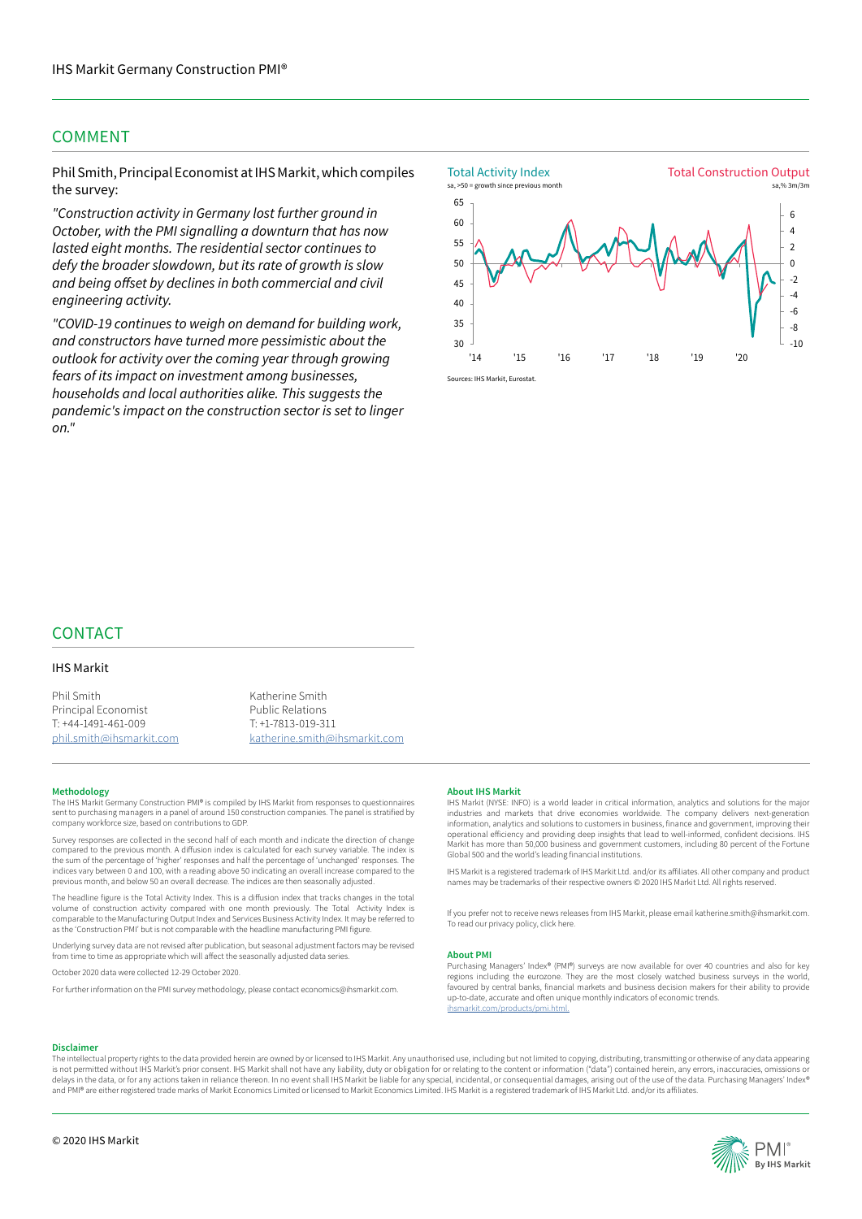## COMMENT

Phil Smith, Principal Economist at IHS Markit, which compiles the survey:

*"Construction activity in Germany lost further ground in October, with the PMI signalling a downturn that has now lasted eight months. The residential sector continues to defy the broader slowdown, but its rate of growth is slow and being offset by declines in both commercial and civil engineering activity.*

*"COVID-19 continues to weigh on demand for building work, and constructors have turned more pessimistic about the outlook for activity over the coming year through growing fears of its impact on investment among businesses, households and local authorities alike. This suggests the pandemic's impact on the construction sector is set to linger on."*

Total Activity Index
sa, >50 = growth since previous month

Total Construction Output
sa,% 3m/3m

65
60
55
50
45
40
35
30

6
4
2
0
-2
-4
-6
-8
-10

'14 '15 '16 '17 '18 '19 '20

Sources: IHS Markit, Eurostat.

## CONTACT

### IHS Markit

Phil Smith
Principal Economist
T: +44-1491-461-009
phil.smith@ihsmarkit.com

Katherine Smith
Public Relations
T: +1-7813-019-311
katherine.smith@ihsmarkit.com

#### Methodology

The IHS Markit Germany Construction PMI® is compiled by IHS Markit from responses to questionnaires sent to purchasing managers in a panel of around 150 construction companies. The panel is stratified by company workforce size, based on contributions to GDP.

Survey responses are collected in the second half of each month and indicate the direction of change compared to the previous month. A diffusion index is calculated for each survey variable. The index is the sum of the percentage of 'higher' responses and half the percentage of 'unchanged' responses. The indices vary between 0 and 100, with a reading above 50 indicating an overall increase compared to the previous month, and below 50 an overall decrease. The indices are then seasonally adjusted.

The headline figure is the Total Activity Index. This is a diffusion index that tracks changes in the total volume of construction activity compared with one month previously. The Total Activity Index is comparable to the Manufacturing Output Index and Services Business Activity Index. It may be referred to as the 'Construction PMI' but is not comparable with the headline manufacturing PMI figure.

Underlying survey data are not revised after publication, but seasonal adjustment factors may be revised from time to time as appropriate which will affect the seasonally adjusted data series.

October 2020 data were collected 12-29 October 2020.

For further information on the PMI survey methodology, please contact economics@ihsmarkit.com.

#### About IHS Markit

IHS Markit (NYSE: INFO) is a world leader in critical information, analytics and solutions for the major industries and markets that drive economies worldwide. The company delivers next-generation information, analytics and solutions to customers in business, finance and government, improving their operational efficiency and providing deep insights that lead to well-informed, confident decisions. IHS Markit has more than 50,000 business and government customers, including 80 percent of the Fortune Global 500 and the world's leading financial institutions.

IHS Markit is a registered trademark of IHS Markit Ltd. and/or its affiliates. All other company and product names may be trademarks of their respective owners © 2020 IHS Markit Ltd. All rights reserved.

If you prefer not to receive news releases from IHS Markit, please email katherine.smith@ihsmarkit.com. To read our privacy policy, click here.

#### About PMI

Purchasing Managers' Index® (PMI®) surveys are now available for over 40 countries and also for key regions including the eurozone. They are the most closely watched business surveys in the world, favoured by central banks, financial markets and business decision makers for their ability to provide up-to-date, accurate and often unique monthly indicators of economic trends.
ihsmarkit.com/products/pmi.html.

#### Disclaimer

The intellectual property rights to the data provided herein are owned by or licensed to IHS Markit. Any unauthorised use, including but not limited to copying, distributing, transmitting or otherwise of any data appearing is not permitted without IHS Markit's prior consent. IHS Markit shall not have any liability, duty or obligation for or relating to the content or information ("data") contained herein, any errors, inaccuracies, omissions or delays in the data, or for any actions taken in reliance thereon. In no event shall IHS Markit be liable for any special, incidental, or consequential damages, arising out of the use of the data. Purchasing Managers' Index® and PMI® are either registered trade marks of Markit Economics Limited or licensed to Markit Economics Limited. IHS Markit is a registered trademark of IHS Markit Ltd. and/or its affiliates.

© 2020 IHS Markit